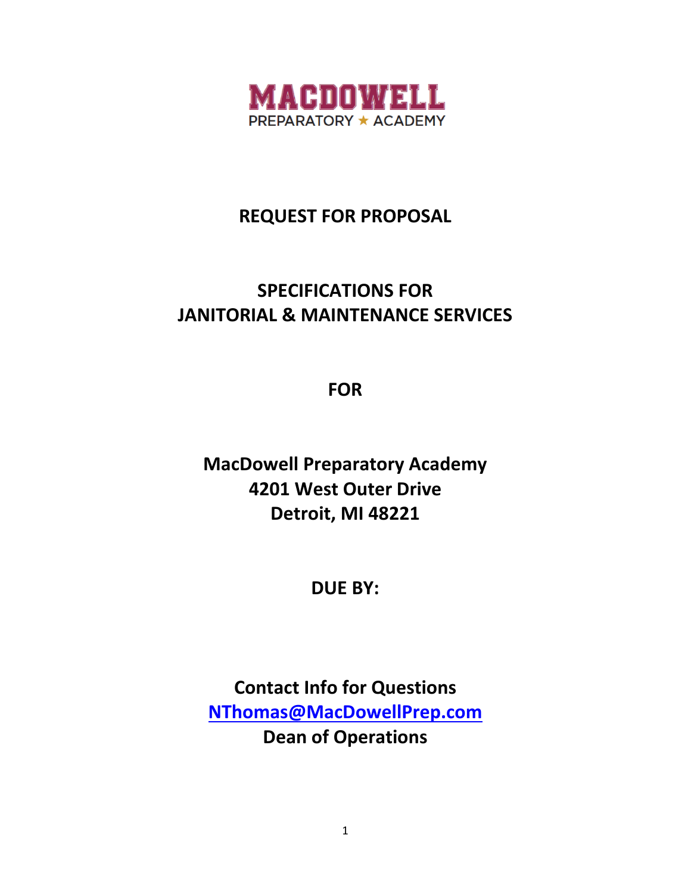MACDOWELL
PREPARATORY ★ ACADEMY

# REQUEST FOR PROPOSAL

## SPECIFICATIONS FOR JANITORIAL & MAINTENANCE SERVICES

**FOR**

**MacDowell Preparatory Academy**
**4201 West Outer Drive**
**Detroit, MI 48221**

**DUE BY:**

**Contact Info for Questions**
**NThomas@MacDowellPrep.com**
**Dean of Operations**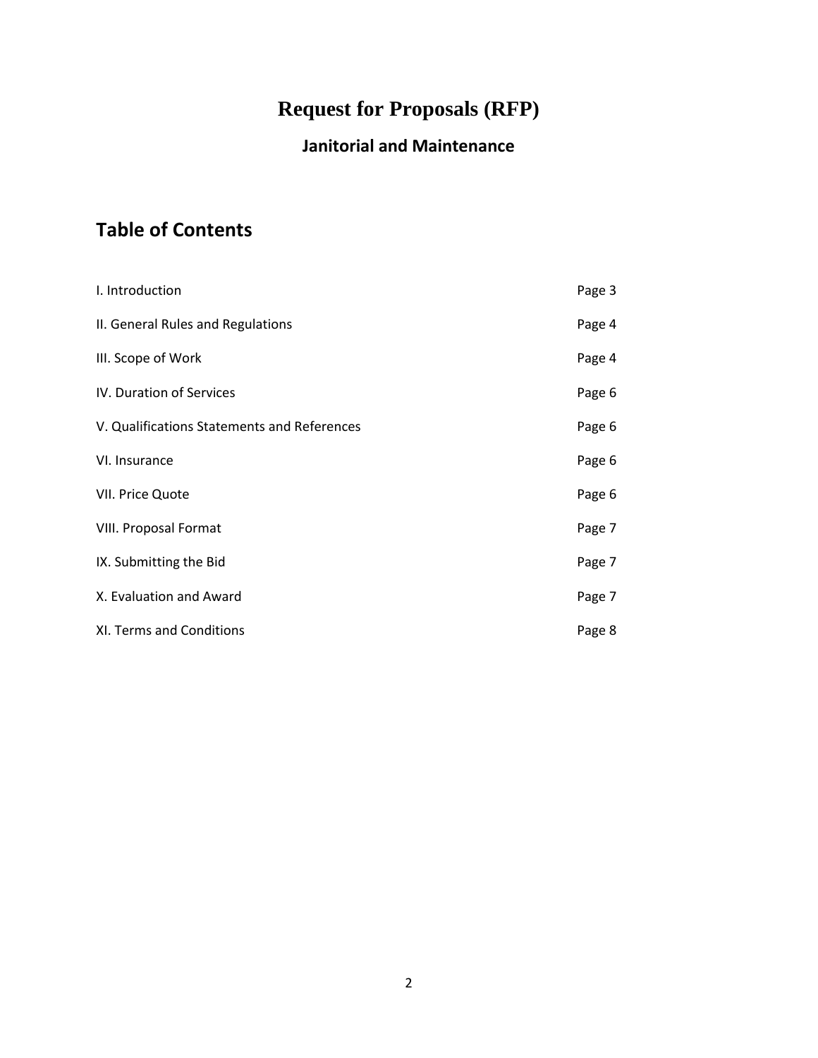# Request for Proposals (RFP)

## Janitorial and Maintenance

## Table of Contents

| Section | Page |
|---|---|
| I. Introduction | Page 3 |
| II. General Rules and Regulations | Page 4 |
| III. Scope of Work | Page 4 |
| IV. Duration of Services | Page 6 |
| V. Qualifications Statements and References | Page 6 |
| VI. Insurance | Page 6 |
| VII. Price Quote | Page 6 |
| VIII. Proposal Format | Page 7 |
| IX. Submitting the Bid | Page 7 |
| X. Evaluation and Award | Page 7 |
| XI. Terms and Conditions | Page 8 |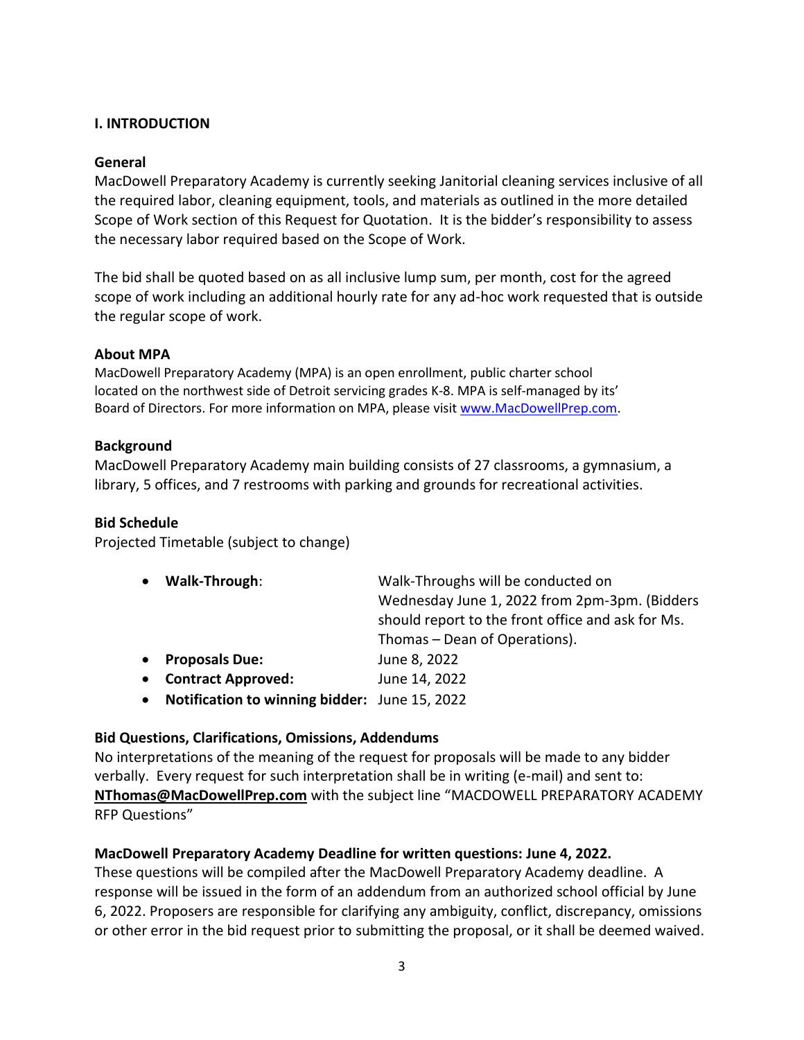## I. INTRODUCTION

### General

MacDowell Preparatory Academy is currently seeking Janitorial cleaning services inclusive of all the required labor, cleaning equipment, tools, and materials as outlined in the more detailed Scope of Work section of this Request for Quotation. It is the bidder's responsibility to assess the necessary labor required based on the Scope of Work.

The bid shall be quoted based on as all inclusive lump sum, per month, cost for the agreed scope of work including an additional hourly rate for any ad-hoc work requested that is outside the regular scope of work.

### About MPA

MacDowell Preparatory Academy (MPA) is an open enrollment, public charter school located on the northwest side of Detroit servicing grades K-8. MPA is self-managed by its' Board of Directors. For more information on MPA, please visit www.MacDowellPrep.com.

### Background

MacDowell Preparatory Academy main building consists of 27 classrooms, a gymnasium, a library, 5 offices, and 7 restrooms with parking and grounds for recreational activities.

### Bid Schedule

Projected Timetable (subject to change)

- **Walk-Through**: Walk-Throughs will be conducted on Wednesday June 1, 2022 from 2pm-3pm. (Bidders should report to the front office and ask for Ms. Thomas – Dean of Operations).
- **Proposals Due:** June 8, 2022
- **Contract Approved:** June 14, 2022
- **Notification to winning bidder:** June 15, 2022

### Bid Questions, Clarifications, Omissions, Addendums

No interpretations of the meaning of the request for proposals will be made to any bidder verbally. Every request for such interpretation shall be in writing (e-mail) and sent to: **NThomas@MacDowellPrep.com** with the subject line "MACDOWELL PREPARATORY ACADEMY RFP Questions"

**MacDowell Preparatory Academy Deadline for written questions: June 4, 2022.**

These questions will be compiled after the MacDowell Preparatory Academy deadline. A response will be issued in the form of an addendum from an authorized school official by June 6, 2022. Proposers are responsible for clarifying any ambiguity, conflict, discrepancy, omissions or other error in the bid request prior to submitting the proposal, or it shall be deemed waived.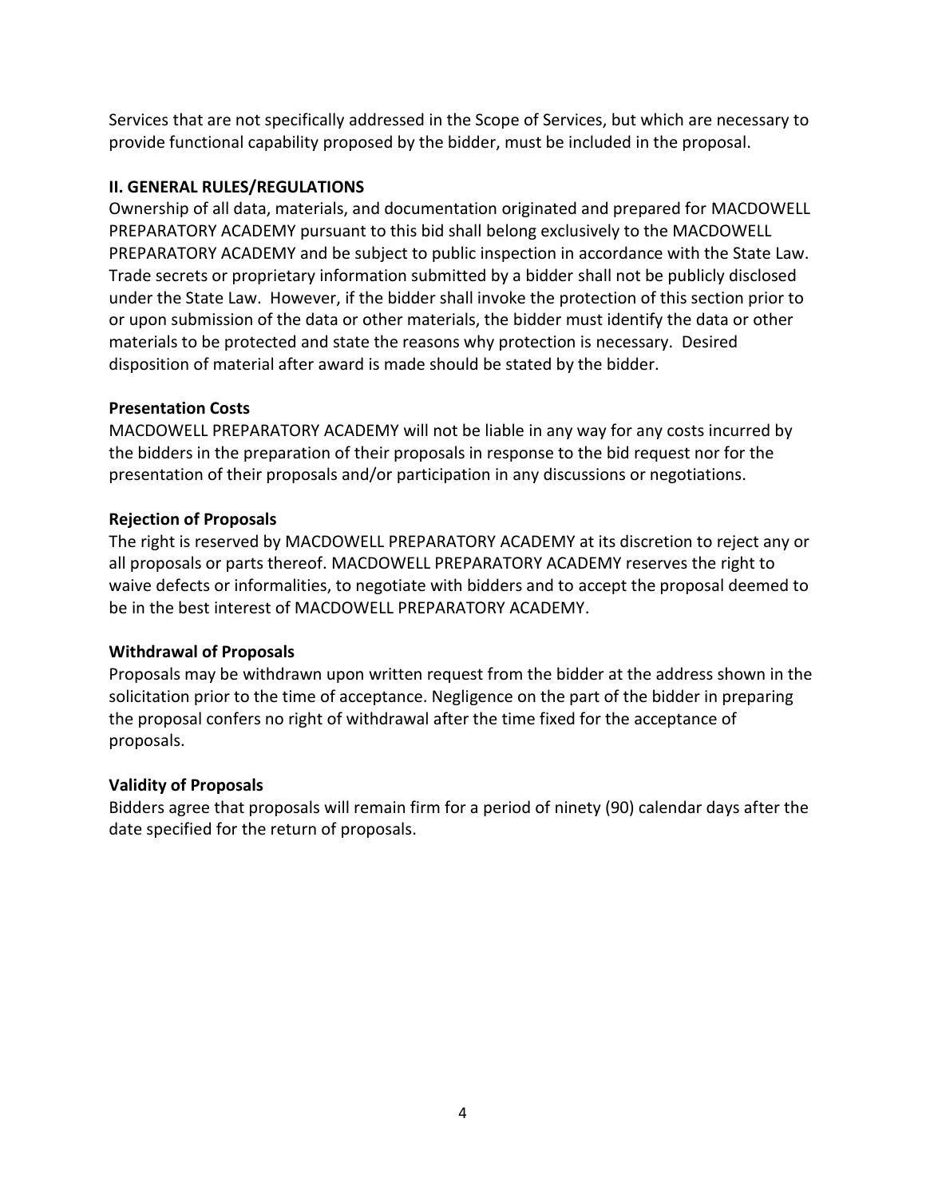Services that are not specifically addressed in the Scope of Services, but which are necessary to provide functional capability proposed by the bidder, must be included in the proposal.

## II. GENERAL RULES/REGULATIONS

Ownership of all data, materials, and documentation originated and prepared for MACDOWELL PREPARATORY ACADEMY pursuant to this bid shall belong exclusively to the MACDOWELL PREPARATORY ACADEMY and be subject to public inspection in accordance with the State Law. Trade secrets or proprietary information submitted by a bidder shall not be publicly disclosed under the State Law. However, if the bidder shall invoke the protection of this section prior to or upon submission of the data or other materials, the bidder must identify the data or other materials to be protected and state the reasons why protection is necessary. Desired disposition of material after award is made should be stated by the bidder.

### Presentation Costs

MACDOWELL PREPARATORY ACADEMY will not be liable in any way for any costs incurred by the bidders in the preparation of their proposals in response to the bid request nor for the presentation of their proposals and/or participation in any discussions or negotiations.

### Rejection of Proposals

The right is reserved by MACDOWELL PREPARATORY ACADEMY at its discretion to reject any or all proposals or parts thereof. MACDOWELL PREPARATORY ACADEMY reserves the right to waive defects or informalities, to negotiate with bidders and to accept the proposal deemed to be in the best interest of MACDOWELL PREPARATORY ACADEMY.

### Withdrawal of Proposals

Proposals may be withdrawn upon written request from the bidder at the address shown in the solicitation prior to the time of acceptance. Negligence on the part of the bidder in preparing the proposal confers no right of withdrawal after the time fixed for the acceptance of proposals.

### Validity of Proposals

Bidders agree that proposals will remain firm for a period of ninety (90) calendar days after the date specified for the return of proposals.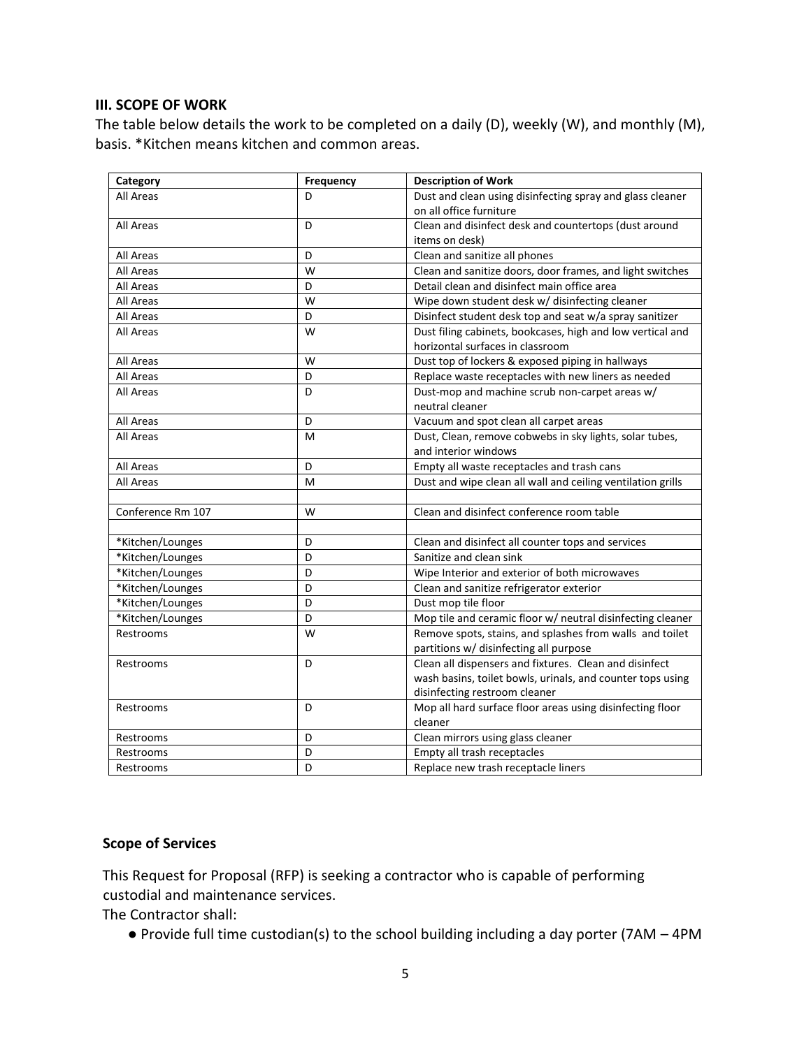### III. SCOPE OF WORK

The table below details the work to be completed on a daily (D), weekly (W), and monthly (M), basis. *Kitchen means kitchen and common areas.

| Category | Frequency | Description of Work |
|---|---|---|
| All Areas | D | Dust and clean using disinfecting spray and glass cleaner on all office furniture |
| All Areas | D | Clean and disinfect desk and countertops (dust around items on desk) |
| All Areas | D | Clean and sanitize all phones |
| All Areas | W | Clean and sanitize doors, door frames, and light switches |
| All Areas | D | Detail clean and disinfect main office area |
| All Areas | W | Wipe down student desk w/ disinfecting cleaner |
| All Areas | D | Disinfect student desk top and seat w/a spray sanitizer |
| All Areas | W | Dust filing cabinets, bookcases, high and low vertical and horizontal surfaces in classroom |
| All Areas | W | Dust top of lockers & exposed piping in hallways |
| All Areas | D | Replace waste receptacles with new liners as needed |
| All Areas | D | Dust-mop and machine scrub non-carpet areas w/ neutral cleaner |
| All Areas | D | Vacuum and spot clean all carpet areas |
| All Areas | M | Dust, Clean, remove cobwebs in sky lights, solar tubes, and interior windows |
| All Areas | D | Empty all waste receptacles and trash cans |
| All Areas | M | Dust and wipe clean all wall and ceiling ventilation grills |
| | | |
| Conference Rm 107 | W | Clean and disinfect conference room table |
| | | |
| *Kitchen/Lounges | D | Clean and disinfect all counter tops and services |
| *Kitchen/Lounges | D | Sanitize and clean sink |
| *Kitchen/Lounges | D | Wipe Interior and exterior of both microwaves |
| *Kitchen/Lounges | D | Clean and sanitize refrigerator exterior |
| *Kitchen/Lounges | D | Dust mop tile floor |
| *Kitchen/Lounges | D | Mop tile and ceramic floor w/ neutral disinfecting cleaner |
| Restrooms | W | Remove spots, stains, and splashes from walls and toilet partitions w/ disinfecting all purpose |
| Restrooms | D | Clean all dispensers and fixtures. Clean and disinfect wash basins, toilet bowls, urinals, and counter tops using disinfecting restroom cleaner |
| Restrooms | D | Mop all hard surface floor areas using disinfecting floor cleaner |
| Restrooms | D | Clean mirrors using glass cleaner |
| Restrooms | D | Empty all trash receptacles |
| Restrooms | D | Replace new trash receptacle liners |

### Scope of Services

This Request for Proposal (RFP) is seeking a contractor who is capable of performing custodial and maintenance services.

The Contractor shall:

- Provide full time custodian(s) to the school building including a day porter (7AM – 4PM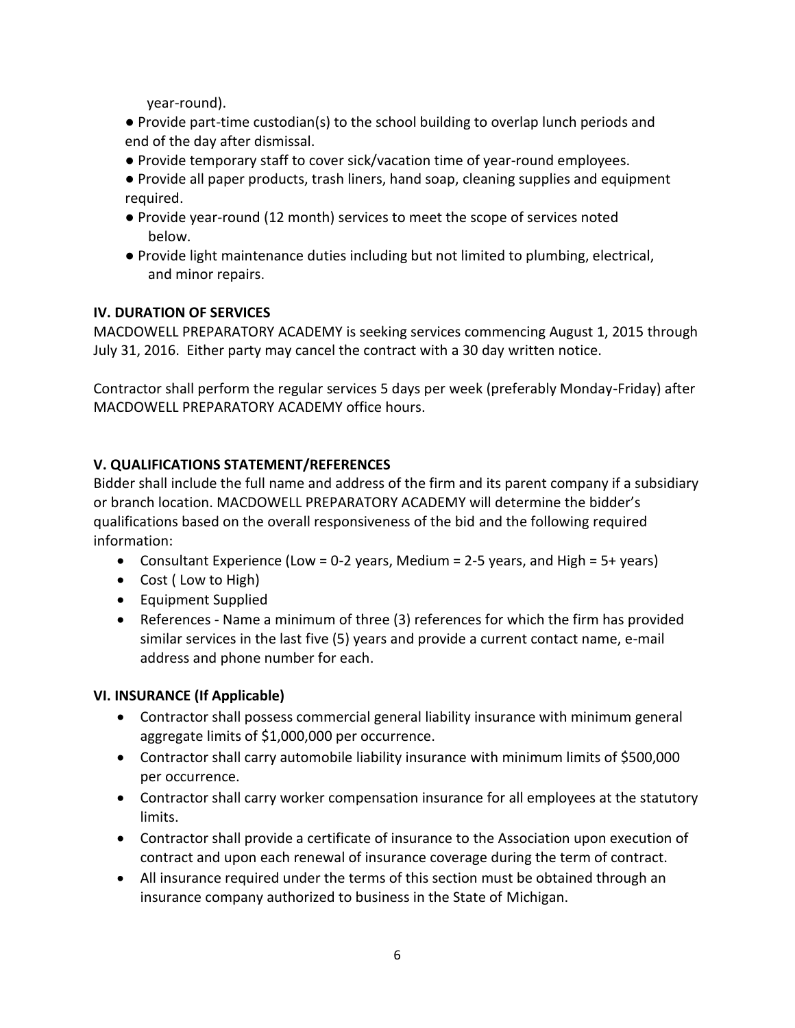year-round).

- Provide part-time custodian(s) to the school building to overlap lunch periods and end of the day after dismissal.
- Provide temporary staff to cover sick/vacation time of year-round employees.
- Provide all paper products, trash liners, hand soap, cleaning supplies and equipment required.
- Provide year-round (12 month) services to meet the scope of services noted below.
- Provide light maintenance duties including but not limited to plumbing, electrical, and minor repairs.

## IV. DURATION OF SERVICES

MACDOWELL PREPARATORY ACADEMY is seeking services commencing August 1, 2015 through July 31, 2016. Either party may cancel the contract with a 30 day written notice.

Contractor shall perform the regular services 5 days per week (preferably Monday-Friday) after MACDOWELL PREPARATORY ACADEMY office hours.

## V. QUALIFICATIONS STATEMENT/REFERENCES

Bidder shall include the full name and address of the firm and its parent company if a subsidiary or branch location. MACDOWELL PREPARATORY ACADEMY will determine the bidder's qualifications based on the overall responsiveness of the bid and the following required information:

- Consultant Experience (Low = 0-2 years, Medium = 2-5 years, and High = 5+ years)
- Cost ( Low to High)
- Equipment Supplied
- References - Name a minimum of three (3) references for which the firm has provided similar services in the last five (5) years and provide a current contact name, e-mail address and phone number for each.

## VI. INSURANCE (If Applicable)

- Contractor shall possess commercial general liability insurance with minimum general aggregate limits of $1,000,000 per occurrence.
- Contractor shall carry automobile liability insurance with minimum limits of $500,000 per occurrence.
- Contractor shall carry worker compensation insurance for all employees at the statutory limits.
- Contractor shall provide a certificate of insurance to the Association upon execution of contract and upon each renewal of insurance coverage during the term of contract.
- All insurance required under the terms of this section must be obtained through an insurance company authorized to business in the State of Michigan.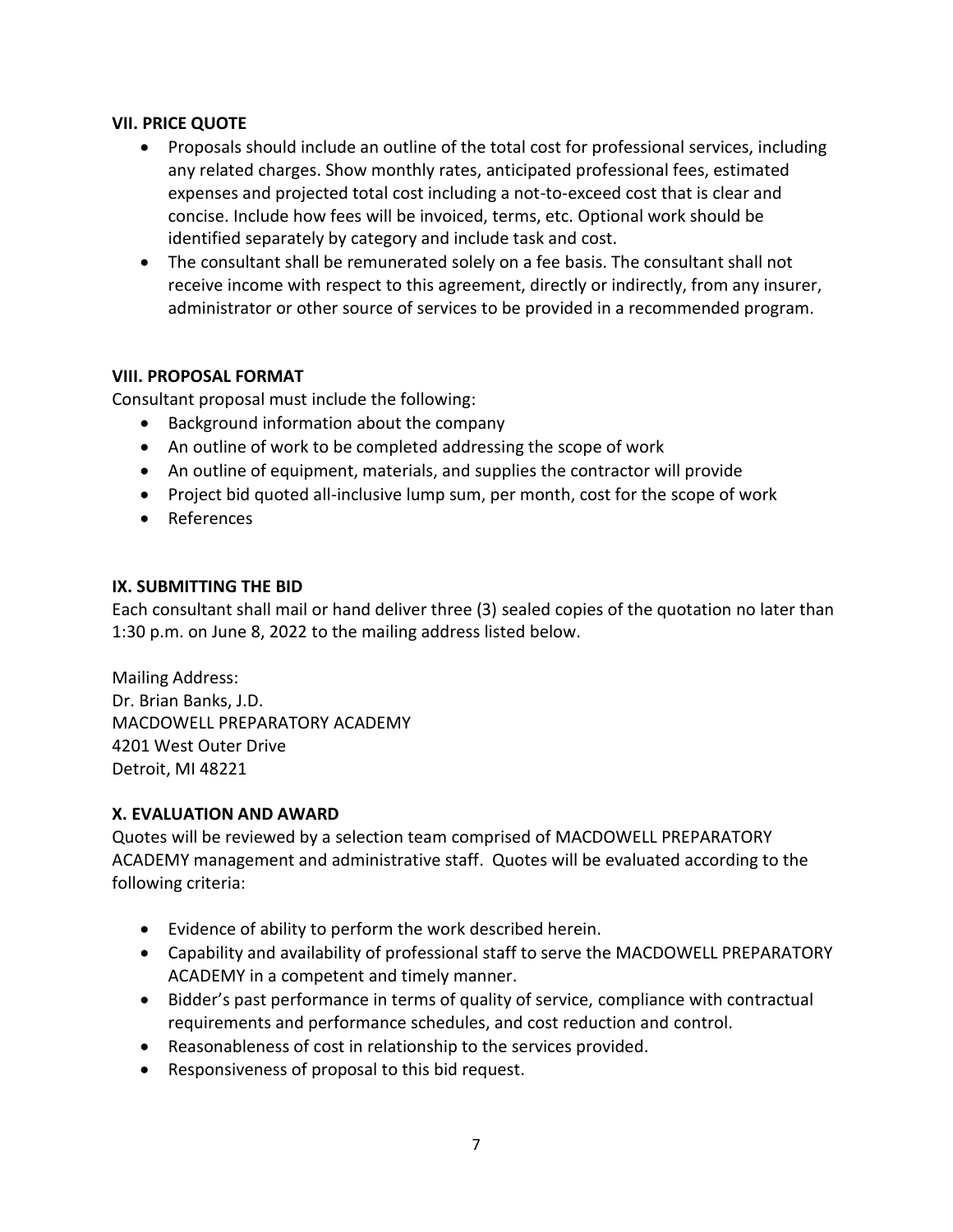### VII. PRICE QUOTE

- Proposals should include an outline of the total cost for professional services, including any related charges. Show monthly rates, anticipated professional fees, estimated expenses and projected total cost including a not-to-exceed cost that is clear and concise. Include how fees will be invoiced, terms, etc. Optional work should be identified separately by category and include task and cost.
- The consultant shall be remunerated solely on a fee basis. The consultant shall not receive income with respect to this agreement, directly or indirectly, from any insurer, administrator or other source of services to be provided in a recommended program.

### VIII. PROPOSAL FORMAT

Consultant proposal must include the following:

- Background information about the company
- An outline of work to be completed addressing the scope of work
- An outline of equipment, materials, and supplies the contractor will provide
- Project bid quoted all-inclusive lump sum, per month, cost for the scope of work
- References

### IX. SUBMITTING THE BID

Each consultant shall mail or hand deliver three (3) sealed copies of the quotation no later than 1:30 p.m. on June 8, 2022 to the mailing address listed below.

Mailing Address:
Dr. Brian Banks, J.D.
MACDOWELL PREPARATORY ACADEMY
4201 West Outer Drive
Detroit, MI 48221

### X. EVALUATION AND AWARD

Quotes will be reviewed by a selection team comprised of MACDOWELL PREPARATORY ACADEMY management and administrative staff. Quotes will be evaluated according to the following criteria:

- Evidence of ability to perform the work described herein.
- Capability and availability of professional staff to serve the MACDOWELL PREPARATORY ACADEMY in a competent and timely manner.
- Bidder's past performance in terms of quality of service, compliance with contractual requirements and performance schedules, and cost reduction and control.
- Reasonableness of cost in relationship to the services provided.
- Responsiveness of proposal to this bid request.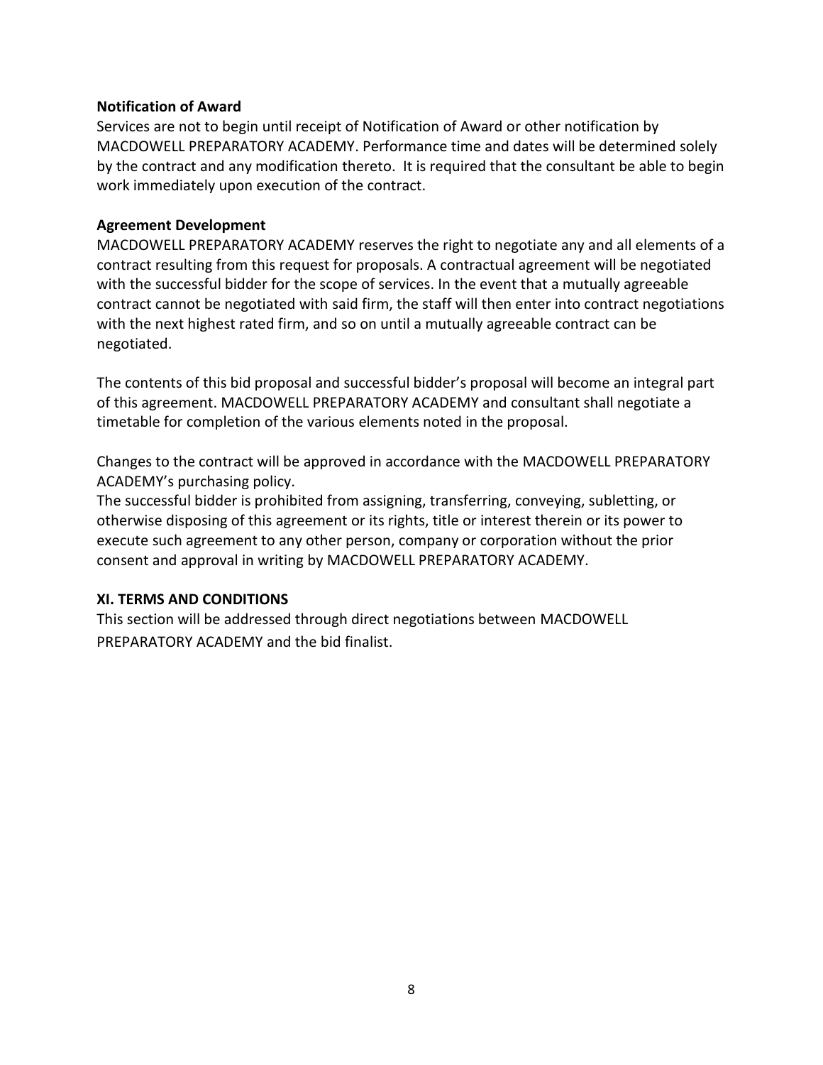**Notification of Award**

Services are not to begin until receipt of Notification of Award or other notification by MACDOWELL PREPARATORY ACADEMY. Performance time and dates will be determined solely by the contract and any modification thereto. It is required that the consultant be able to begin work immediately upon execution of the contract.

**Agreement Development**

MACDOWELL PREPARATORY ACADEMY reserves the right to negotiate any and all elements of a contract resulting from this request for proposals. A contractual agreement will be negotiated with the successful bidder for the scope of services. In the event that a mutually agreeable contract cannot be negotiated with said firm, the staff will then enter into contract negotiations with the next highest rated firm, and so on until a mutually agreeable contract can be negotiated.

The contents of this bid proposal and successful bidder's proposal will become an integral part of this agreement. MACDOWELL PREPARATORY ACADEMY and consultant shall negotiate a timetable for completion of the various elements noted in the proposal.

Changes to the contract will be approved in accordance with the MACDOWELL PREPARATORY ACADEMY's purchasing policy.

The successful bidder is prohibited from assigning, transferring, conveying, subletting, or otherwise disposing of this agreement or its rights, title or interest therein or its power to execute such agreement to any other person, company or corporation without the prior consent and approval in writing by MACDOWELL PREPARATORY ACADEMY.

**XI. TERMS AND CONDITIONS**

This section will be addressed through direct negotiations between MACDOWELL PREPARATORY ACADEMY and the bid finalist.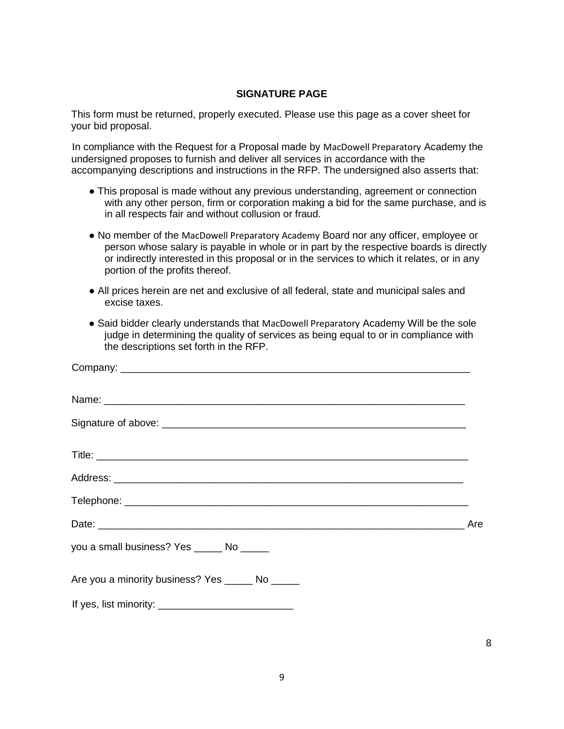**SIGNATURE PAGE**

This form must be returned, properly executed. Please use this page as a cover sheet for your bid proposal.

In compliance with the Request for a Proposal made by MacDowell Preparatory Academy the undersigned proposes to furnish and deliver all services in accordance with the accompanying descriptions and instructions in the RFP. The undersigned also asserts that:

- This proposal is made without any previous understanding, agreement or connection with any other person, firm or corporation making a bid for the same purchase, and is in all respects fair and without collusion or fraud.
- No member of the MacDowell Preparatory Academy Board nor any officer, employee or person whose salary is payable in whole or in part by the respective boards is directly or indirectly interested in this proposal or in the services to which it relates, or in any portion of the profits thereof.
- All prices herein are net and exclusive of all federal, state and municipal sales and excise taxes.
- Said bidder clearly understands that MacDowell Preparatory Academy Will be the sole judge in determining the quality of services as being equal to or in compliance with the descriptions set forth in the RFP.

Company: ________________________________________________________________

Name: __________________________________________________________________

Signature of above: ______________________________________________________

Title: ___________________________________________________________________

Address: ________________________________________________________________

Telephone: ______________________________________________________________

Date: ___________________________________________________________________ Are

you a small business? Yes _____ No _____

Are you a minority business? Yes _____ No _____

If yes, list minority: ________________________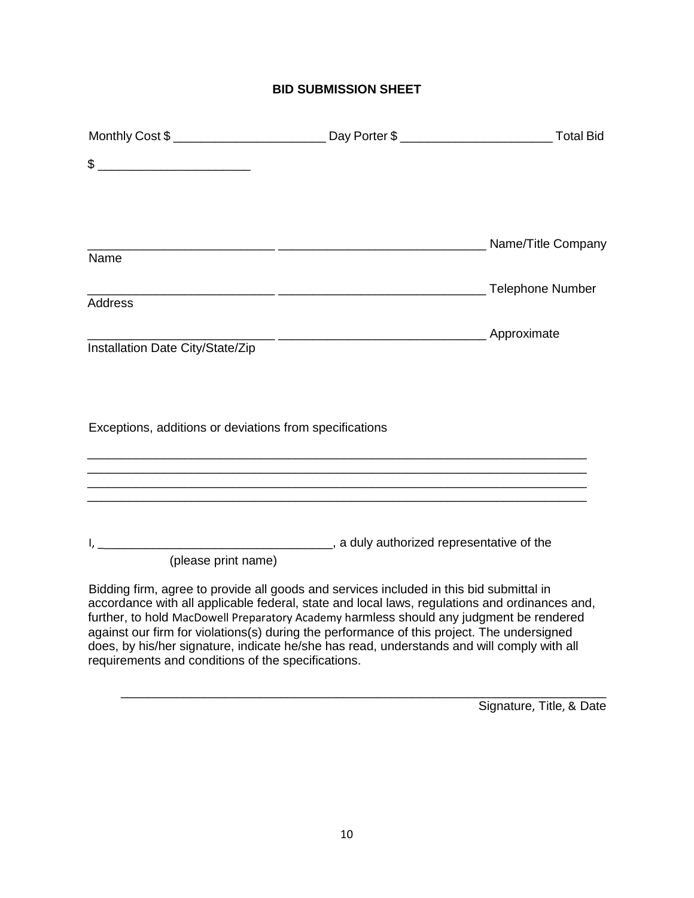**BID SUBMISSION SHEET**

Monthly Cost $ ______________________ Day Porter $ ______________________ Total Bid $ ______________________

___________________________ ______________________________ Name/Title Company
Name

___________________________ ______________________________ Telephone Number
Address

___________________________ ______________________________ Approximate
Installation Date City/State/Zip

Exceptions, additions or deviations from specifications

________________________________________________________________________
________________________________________________________________________
________________________________________________________________________
________________________________________________________________________

I, __________________________________, a duly authorized representative of the
(please print name)

Bidding firm, agree to provide all goods and services included in this bid submittal in accordance with all applicable federal, state and local laws, regulations and ordinances and, further, to hold MacDowell Preparatory Academy harmless should any judgment be rendered against our firm for violations(s) during the performance of this project. The undersigned does, by his/her signature, indicate he/she has read, understands and will comply with all requirements and conditions of the specifications.

______________________________________________________________________
Signature, Title, & Date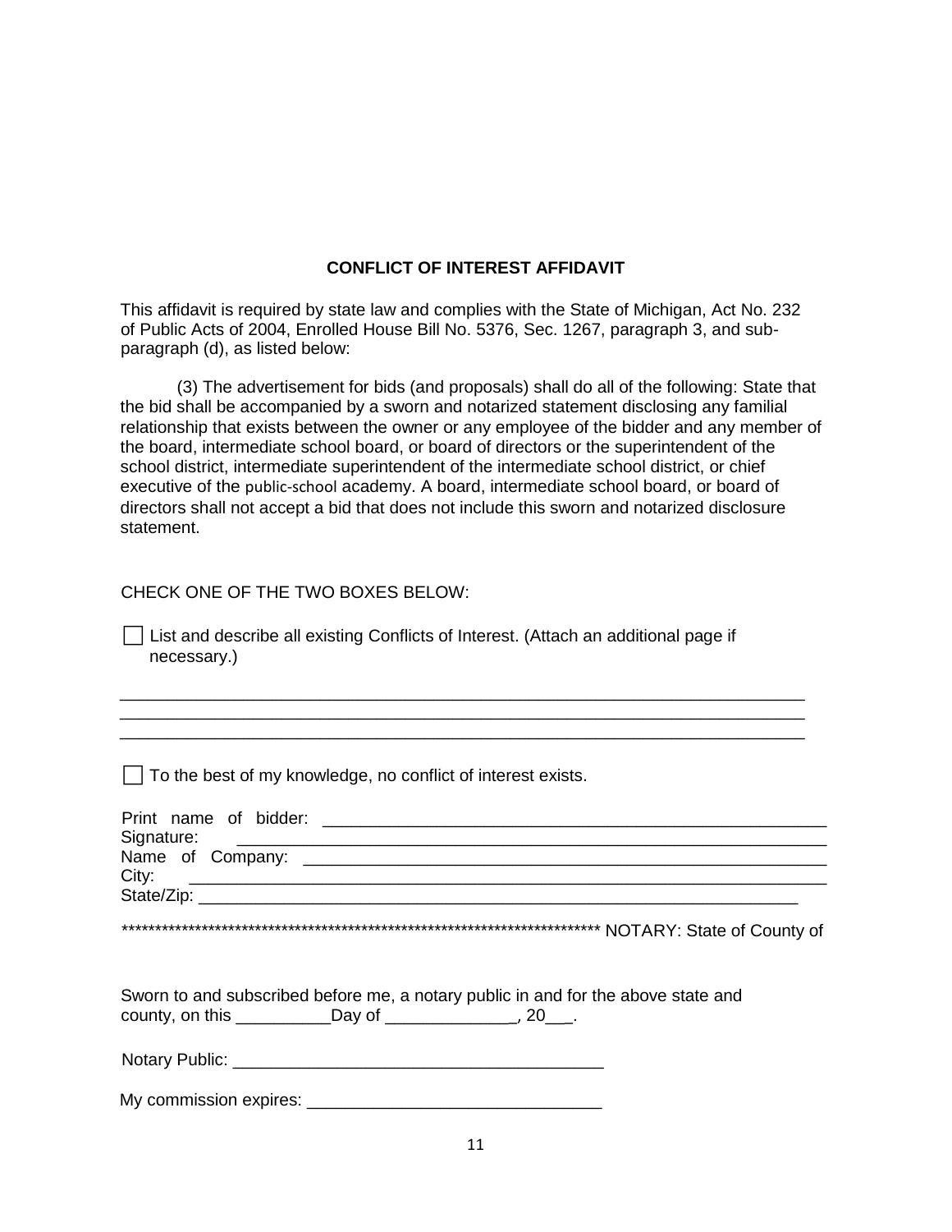## CONFLICT OF INTEREST AFFIDAVIT

This affidavit is required by state law and complies with the State of Michigan, Act No. 232 of Public Acts of 2004, Enrolled House Bill No. 5376, Sec. 1267, paragraph 3, and sub-paragraph (d), as listed below:

(3) The advertisement for bids (and proposals) shall do all of the following: State that the bid shall be accompanied by a sworn and notarized statement disclosing any familial relationship that exists between the owner or any employee of the bidder and any member of the board, intermediate school board, or board of directors or the superintendent of the school district, intermediate superintendent of the intermediate school district, or chief executive of the public-school academy. A board, intermediate school board, or board of directors shall not accept a bid that does not include this sworn and notarized disclosure statement.

CHECK ONE OF THE TWO BOXES BELOW:

☐ List and describe all existing Conflicts of Interest. (Attach an additional page if necessary.)

___________________________________________________________________________
___________________________________________________________________________
___________________________________________________________________________

☐ To the best of my knowledge, no conflict of interest exists.

Print name of bidder: ______________________________________________________
Signature: ______________________________________________________________
Name of Company: ________________________________________________________
City: __________________________________________________________________
State/Zip: ______________________________________________________________

************************************************************************ NOTARY: State of County of

Sworn to and subscribed before me, a notary public in and for the above state and county, on this __________Day of _____________, 20___.

Notary Public: _______________________________________

My commission expires: ______________________________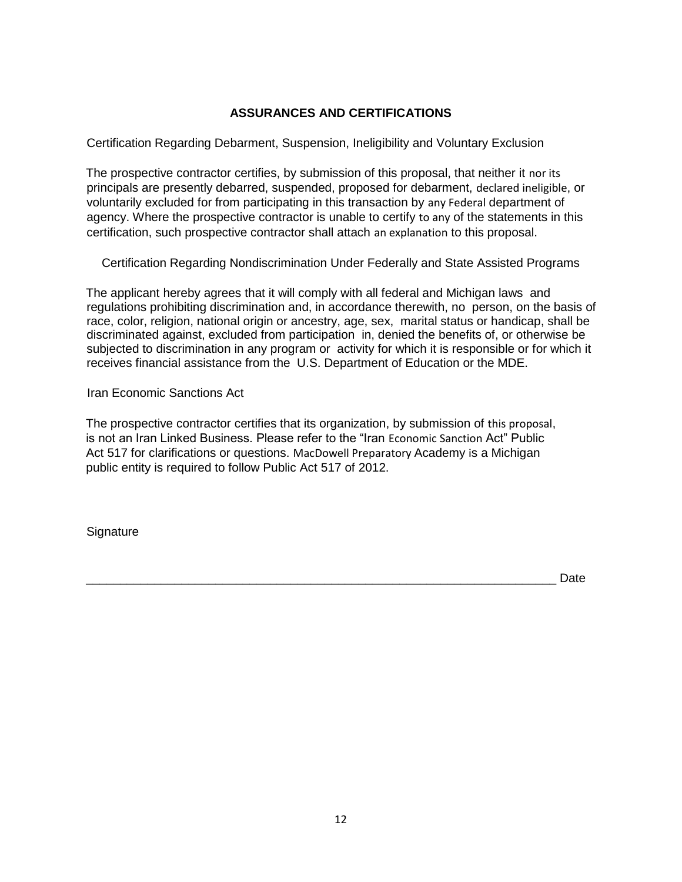## ASSURANCES AND CERTIFICATIONS

Certification Regarding Debarment, Suspension, Ineligibility and Voluntary Exclusion

The prospective contractor certifies, by submission of this proposal, that neither it nor its principals are presently debarred, suspended, proposed for debarment, declared ineligible, or voluntarily excluded for from participating in this transaction by any Federal department of agency. Where the prospective contractor is unable to certify to any of the statements in this certification, such prospective contractor shall attach an explanation to this proposal.

Certification Regarding Nondiscrimination Under Federally and State Assisted Programs

The applicant hereby agrees that it will comply with all federal and Michigan laws and regulations prohibiting discrimination and, in accordance therewith, no person, on the basis of race, color, religion, national origin or ancestry, age, sex, marital status or handicap, shall be discriminated against, excluded from participation in, denied the benefits of, or otherwise be subjected to discrimination in any program or activity for which it is responsible or for which it receives financial assistance from the U.S. Department of Education or the MDE.

Iran Economic Sanctions Act

The prospective contractor certifies that its organization, by submission of this proposal, is not an Iran Linked Business. Please refer to the "Iran Economic Sanction Act" Public Act 517 for clarifications or questions. MacDowell Preparatory Academy is a Michigan public entity is required to follow Public Act 517 of 2012.

Signature

_______________________________________________________________________ Date